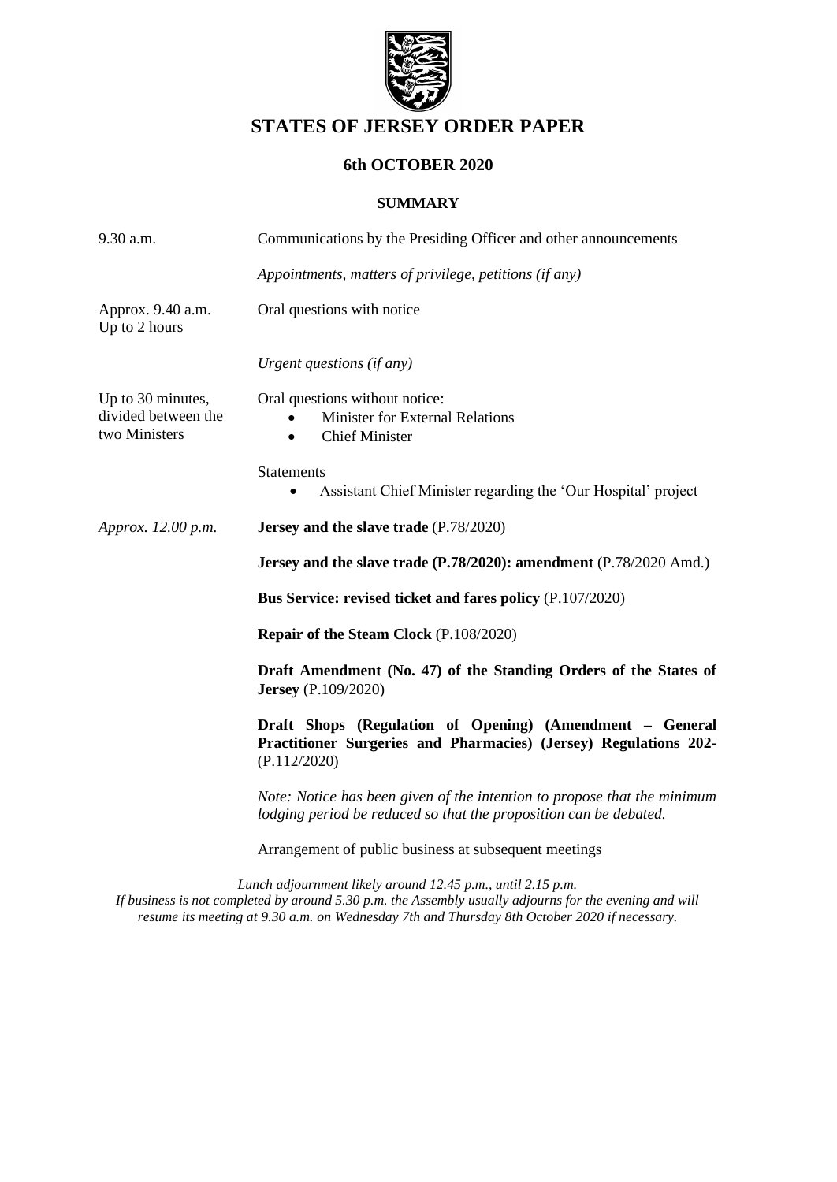# STATES OF JERSEY ORDER PAPER

## 6th OCTOBER 2020

### SUMMARY

| | |
|---|---|
| 9.30 a.m. | Communications by the Presiding Officer and other announcements |
| | *Appointments, matters of privilege, petitions (if any)* |
| Approx. 9.40 a.m.<br>Up to 2 hours | Oral questions with notice |
| | *Urgent questions (if any)* |
| Up to 30 minutes, divided between the two Ministers | Oral questions without notice:<br>• Minister for External Relations<br>• Chief Minister |
| | Statements<br>• Assistant Chief Minister regarding the 'Our Hospital' project |
| *Approx. 12.00 p.m.* | **Jersey and the slave trade** (P.78/2020) |
| | **Jersey and the slave trade (P.78/2020): amendment** (P.78/2020 Amd.) |
| | **Bus Service: revised ticket and fares policy** (P.107/2020) |
| | **Repair of the Steam Clock** (P.108/2020) |
| | **Draft Amendment (No. 47) of the Standing Orders of the States of Jersey** (P.109/2020) |
| | **Draft Shops (Regulation of Opening) (Amendment – General Practitioner Surgeries and Pharmacies) (Jersey) Regulations 202-** (P.112/2020) |
| | *Note: Notice has been given of the intention to propose that the minimum lodging period be reduced so that the proposition can be debated.* |
| | Arrangement of public business at subsequent meetings |

*Lunch adjournment likely around 12.45 p.m., until 2.15 p.m.*
*If business is not completed by around 5.30 p.m. the Assembly usually adjourns for the evening and will resume its meeting at 9.30 a.m. on Wednesday 7th and Thursday 8th October 2020 if necessary.*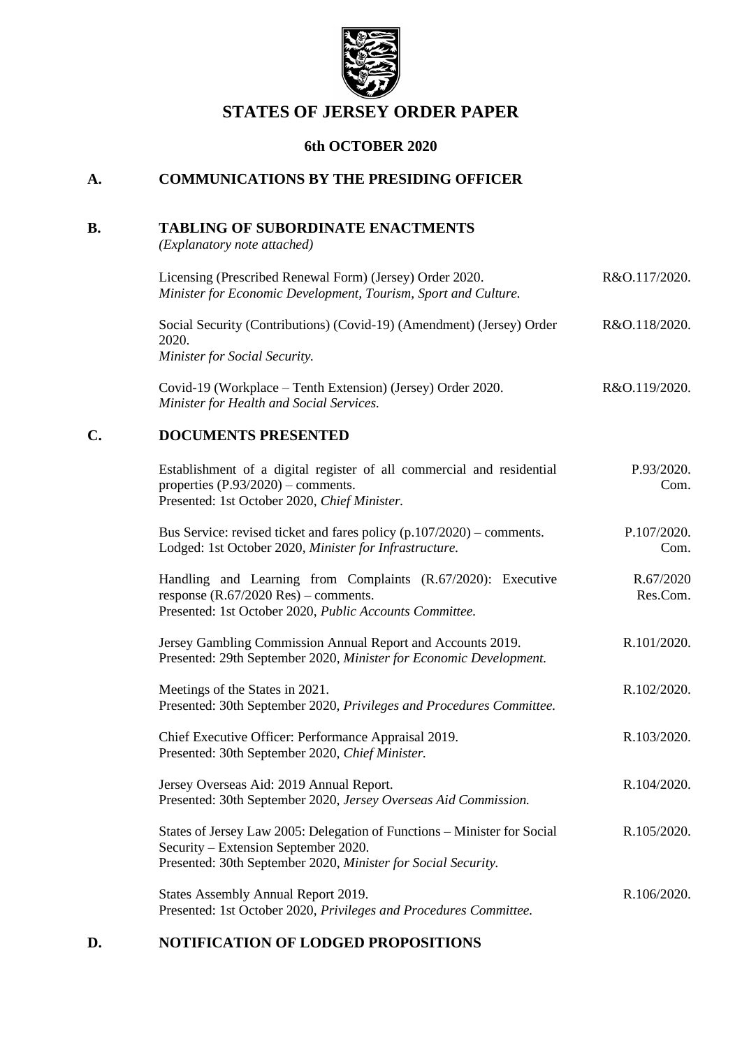# STATES OF JERSEY ORDER PAPER

## 6th OCTOBER 2020

## A. COMMUNICATIONS BY THE PRESIDING OFFICER

## B. TABLING OF SUBORDINATE ENACTMENTS

*(Explanatory note attached)*

| | |
|---|---|
| Licensing (Prescribed Renewal Form) (Jersey) Order 2020. *Minister for Economic Development, Tourism, Sport and Culture.* | R&O.117/2020. |
| Social Security (Contributions) (Covid-19) (Amendment) (Jersey) Order 2020. *Minister for Social Security.* | R&O.118/2020. |
| Covid-19 (Workplace – Tenth Extension) (Jersey) Order 2020. *Minister for Health and Social Services.* | R&O.119/2020. |

## C. DOCUMENTS PRESENTED

| | |
|---|---|
| Establishment of a digital register of all commercial and residential properties (P.93/2020) – comments. Presented: 1st October 2020, *Chief Minister.* | P.93/2020. Com. |
| Bus Service: revised ticket and fares policy (p.107/2020) – comments. Lodged: 1st October 2020, *Minister for Infrastructure.* | P.107/2020. Com. |
| Handling and Learning from Complaints (R.67/2020): Executive response (R.67/2020 Res) – comments. Presented: 1st October 2020, *Public Accounts Committee.* | R.67/2020 Res.Com. |
| Jersey Gambling Commission Annual Report and Accounts 2019. Presented: 29th September 2020, *Minister for Economic Development.* | R.101/2020. |
| Meetings of the States in 2021. Presented: 30th September 2020, *Privileges and Procedures Committee.* | R.102/2020. |
| Chief Executive Officer: Performance Appraisal 2019. Presented: 30th September 2020, *Chief Minister.* | R.103/2020. |
| Jersey Overseas Aid: 2019 Annual Report. Presented: 30th September 2020, *Jersey Overseas Aid Commission.* | R.104/2020. |
| States of Jersey Law 2005: Delegation of Functions – Minister for Social Security – Extension September 2020. Presented: 30th September 2020, *Minister for Social Security.* | R.105/2020. |
| States Assembly Annual Report 2019. Presented: 1st October 2020, *Privileges and Procedures Committee.* | R.106/2020. |

## D. NOTIFICATION OF LODGED PROPOSITIONS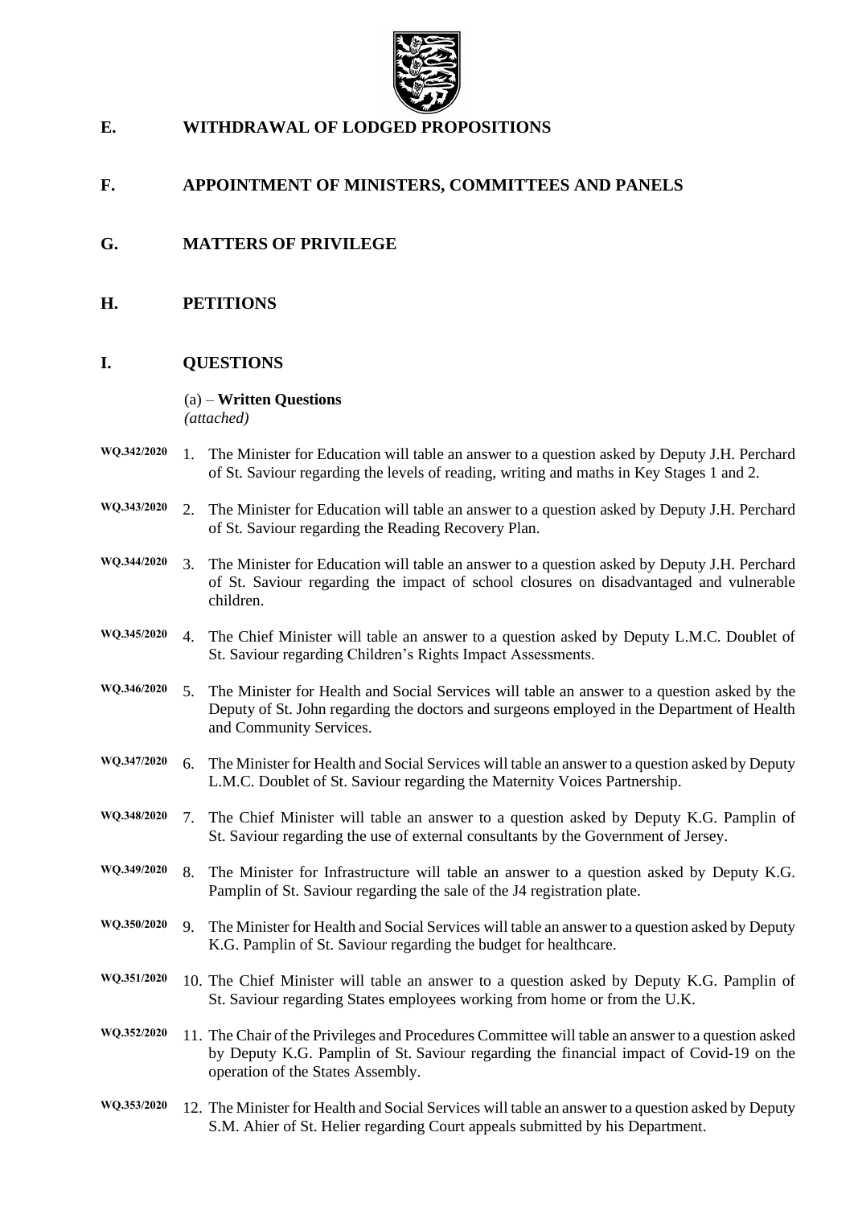## E. WITHDRAWAL OF LODGED PROPOSITIONS

## F. APPOINTMENT OF MINISTERS, COMMITTEES AND PANELS

## G. MATTERS OF PRIVILEGE

## H. PETITIONS

## I. QUESTIONS

(a) – **Written Questions**
*(attached)*

**WQ.342/2020** 1. The Minister for Education will table an answer to a question asked by Deputy J.H. Perchard of St. Saviour regarding the levels of reading, writing and maths in Key Stages 1 and 2.

**WQ.343/2020** 2. The Minister for Education will table an answer to a question asked by Deputy J.H. Perchard of St. Saviour regarding the Reading Recovery Plan.

**WQ.344/2020** 3. The Minister for Education will table an answer to a question asked by Deputy J.H. Perchard of St. Saviour regarding the impact of school closures on disadvantaged and vulnerable children.

**WQ.345/2020** 4. The Chief Minister will table an answer to a question asked by Deputy L.M.C. Doublet of St. Saviour regarding Children's Rights Impact Assessments.

**WQ.346/2020** 5. The Minister for Health and Social Services will table an answer to a question asked by the Deputy of St. John regarding the doctors and surgeons employed in the Department of Health and Community Services.

**WQ.347/2020** 6. The Minister for Health and Social Services will table an answer to a question asked by Deputy L.M.C. Doublet of St. Saviour regarding the Maternity Voices Partnership.

**WQ.348/2020** 7. The Chief Minister will table an answer to a question asked by Deputy K.G. Pamplin of St. Saviour regarding the use of external consultants by the Government of Jersey.

**WQ.349/2020** 8. The Minister for Infrastructure will table an answer to a question asked by Deputy K.G. Pamplin of St. Saviour regarding the sale of the J4 registration plate.

**WQ.350/2020** 9. The Minister for Health and Social Services will table an answer to a question asked by Deputy K.G. Pamplin of St. Saviour regarding the budget for healthcare.

**WQ.351/2020** 10. The Chief Minister will table an answer to a question asked by Deputy K.G. Pamplin of St. Saviour regarding States employees working from home or from the U.K.

**WQ.352/2020** 11. The Chair of the Privileges and Procedures Committee will table an answer to a question asked by Deputy K.G. Pamplin of St. Saviour regarding the financial impact of Covid-19 on the operation of the States Assembly.

**WQ.353/2020** 12. The Minister for Health and Social Services will table an answer to a question asked by Deputy S.M. Ahier of St. Helier regarding Court appeals submitted by his Department.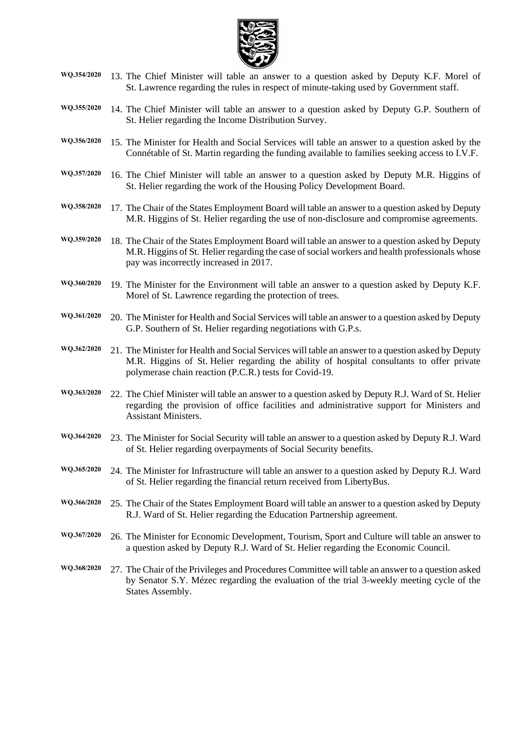WQ.354/2020 13. The Chief Minister will table an answer to a question asked by Deputy K.F. Morel of St. Lawrence regarding the rules in respect of minute-taking used by Government staff.

WQ.355/2020 14. The Chief Minister will table an answer to a question asked by Deputy G.P. Southern of St. Helier regarding the Income Distribution Survey.

WQ.356/2020 15. The Minister for Health and Social Services will table an answer to a question asked by the Connétable of St. Martin regarding the funding available to families seeking access to I.V.F.

WQ.357/2020 16. The Chief Minister will table an answer to a question asked by Deputy M.R. Higgins of St. Helier regarding the work of the Housing Policy Development Board.

WQ.358/2020 17. The Chair of the States Employment Board will table an answer to a question asked by Deputy M.R. Higgins of St. Helier regarding the use of non-disclosure and compromise agreements.

WQ.359/2020 18. The Chair of the States Employment Board will table an answer to a question asked by Deputy M.R. Higgins of St. Helier regarding the case of social workers and health professionals whose pay was incorrectly increased in 2017.

WQ.360/2020 19. The Minister for the Environment will table an answer to a question asked by Deputy K.F. Morel of St. Lawrence regarding the protection of trees.

WQ.361/2020 20. The Minister for Health and Social Services will table an answer to a question asked by Deputy G.P. Southern of St. Helier regarding negotiations with G.P.s.

WQ.362/2020 21. The Minister for Health and Social Services will table an answer to a question asked by Deputy M.R. Higgins of St. Helier regarding the ability of hospital consultants to offer private polymerase chain reaction (P.C.R.) tests for Covid-19.

WQ.363/2020 22. The Chief Minister will table an answer to a question asked by Deputy R.J. Ward of St. Helier regarding the provision of office facilities and administrative support for Ministers and Assistant Ministers.

WQ.364/2020 23. The Minister for Social Security will table an answer to a question asked by Deputy R.J. Ward of St. Helier regarding overpayments of Social Security benefits.

WQ.365/2020 24. The Minister for Infrastructure will table an answer to a question asked by Deputy R.J. Ward of St. Helier regarding the financial return received from LibertyBus.

WQ.366/2020 25. The Chair of the States Employment Board will table an answer to a question asked by Deputy R.J. Ward of St. Helier regarding the Education Partnership agreement.

WQ.367/2020 26. The Minister for Economic Development, Tourism, Sport and Culture will table an answer to a question asked by Deputy R.J. Ward of St. Helier regarding the Economic Council.

WQ.368/2020 27. The Chair of the Privileges and Procedures Committee will table an answer to a question asked by Senator S.Y. Mézec regarding the evaluation of the trial 3-weekly meeting cycle of the States Assembly.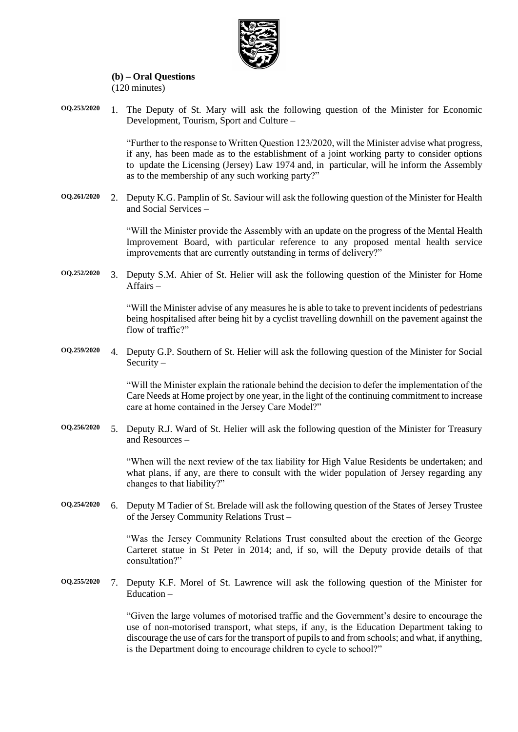**(b) – Oral Questions**
(120 minutes)

**OQ.253/2020** 1. The Deputy of St. Mary will ask the following question of the Minister for Economic Development, Tourism, Sport and Culture –

"Further to the response to Written Question 123/2020, will the Minister advise what progress, if any, has been made as to the establishment of a joint working party to consider options to update the Licensing (Jersey) Law 1974 and, in particular, will he inform the Assembly as to the membership of any such working party?"

**OQ.261/2020** 2. Deputy K.G. Pamplin of St. Saviour will ask the following question of the Minister for Health and Social Services –

"Will the Minister provide the Assembly with an update on the progress of the Mental Health Improvement Board, with particular reference to any proposed mental health service improvements that are currently outstanding in terms of delivery?"

**OQ.252/2020** 3. Deputy S.M. Ahier of St. Helier will ask the following question of the Minister for Home Affairs –

"Will the Minister advise of any measures he is able to take to prevent incidents of pedestrians being hospitalised after being hit by a cyclist travelling downhill on the pavement against the flow of traffic?"

**OQ.259/2020** 4. Deputy G.P. Southern of St. Helier will ask the following question of the Minister for Social Security –

"Will the Minister explain the rationale behind the decision to defer the implementation of the Care Needs at Home project by one year, in the light of the continuing commitment to increase care at home contained in the Jersey Care Model?"

**OQ.256/2020** 5. Deputy R.J. Ward of St. Helier will ask the following question of the Minister for Treasury and Resources –

"When will the next review of the tax liability for High Value Residents be undertaken; and what plans, if any, are there to consult with the wider population of Jersey regarding any changes to that liability?"

**OQ.254/2020** 6. Deputy M Tadier of St. Brelade will ask the following question of the States of Jersey Trustee of the Jersey Community Relations Trust –

"Was the Jersey Community Relations Trust consulted about the erection of the George Carteret statue in St Peter in 2014; and, if so, will the Deputy provide details of that consultation?"

**OQ.255/2020** 7. Deputy K.F. Morel of St. Lawrence will ask the following question of the Minister for Education –

"Given the large volumes of motorised traffic and the Government's desire to encourage the use of non-motorised transport, what steps, if any, is the Education Department taking to discourage the use of cars for the transport of pupils to and from schools; and what, if anything, is the Department doing to encourage children to cycle to school?"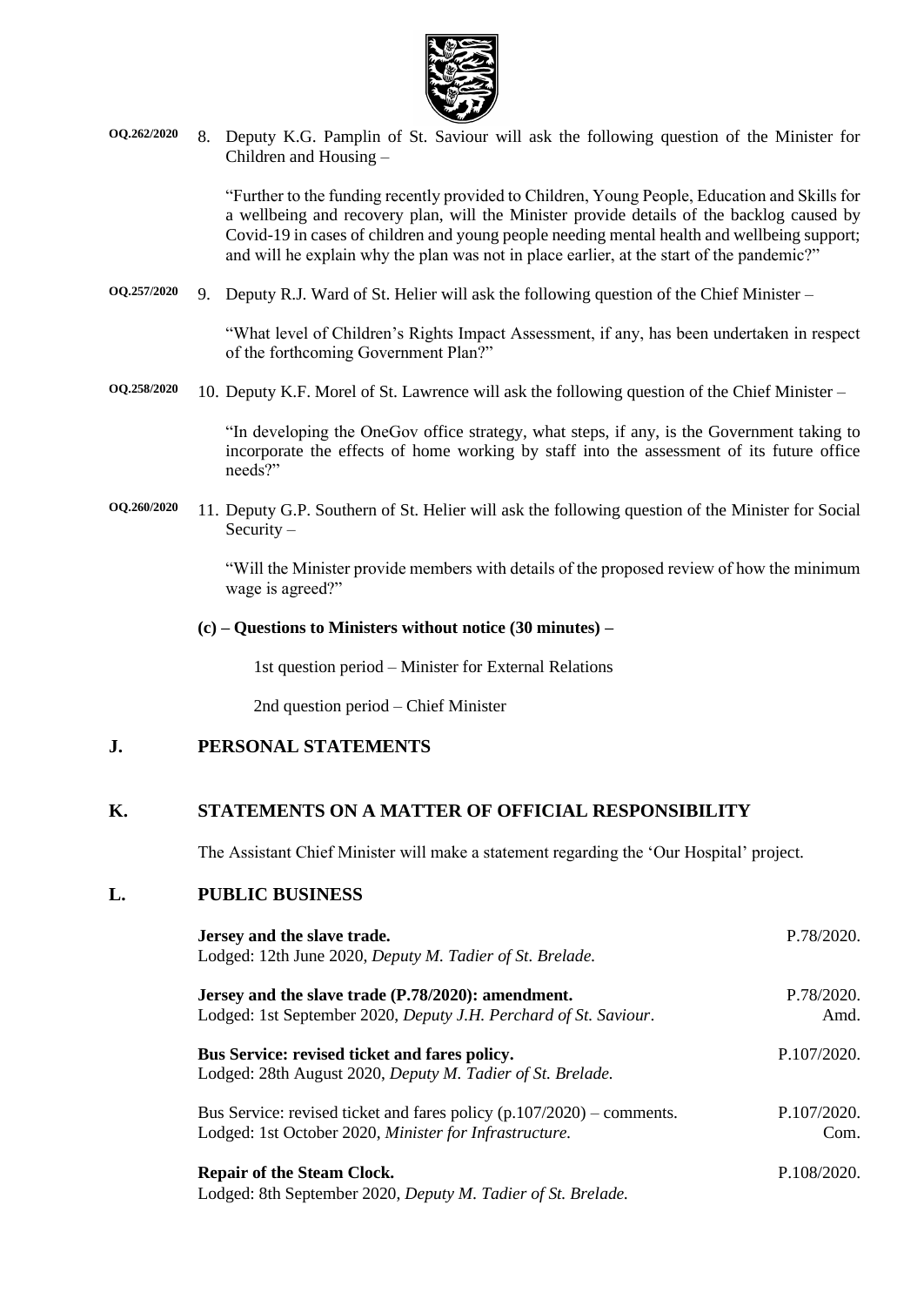**OQ.262/2020** 8. Deputy K.G. Pamplin of St. Saviour will ask the following question of the Minister for Children and Housing –

"Further to the funding recently provided to Children, Young People, Education and Skills for a wellbeing and recovery plan, will the Minister provide details of the backlog caused by Covid-19 in cases of children and young people needing mental health and wellbeing support; and will he explain why the plan was not in place earlier, at the start of the pandemic?"

**OQ.257/2020** 9. Deputy R.J. Ward of St. Helier will ask the following question of the Chief Minister –

"What level of Children's Rights Impact Assessment, if any, has been undertaken in respect of the forthcoming Government Plan?"

**OQ.258/2020** 10. Deputy K.F. Morel of St. Lawrence will ask the following question of the Chief Minister –

"In developing the OneGov office strategy, what steps, if any, is the Government taking to incorporate the effects of home working by staff into the assessment of its future office needs?"

**OQ.260/2020** 11. Deputy G.P. Southern of St. Helier will ask the following question of the Minister for Social Security –

"Will the Minister provide members with details of the proposed review of how the minimum wage is agreed?"

**(c) – Questions to Ministers without notice (30 minutes) –**

1st question period – Minister for External Relations

2nd question period – Chief Minister

## J. PERSONAL STATEMENTS

## K. STATEMENTS ON A MATTER OF OFFICIAL RESPONSIBILITY

The Assistant Chief Minister will make a statement regarding the 'Our Hospital' project.

## L. PUBLIC BUSINESS

**Jersey and the slave trade.** P.78/2020.
Lodged: 12th June 2020, *Deputy M. Tadier of St. Brelade.*

**Jersey and the slave trade (P.78/2020): amendment.** P.78/2020. Amd.
Lodged: 1st September 2020, *Deputy J.H. Perchard of St. Saviour*.

**Bus Service: revised ticket and fares policy.** P.107/2020.
Lodged: 28th August 2020, *Deputy M. Tadier of St. Brelade.*

Bus Service: revised ticket and fares policy (p.107/2020) – comments. P.107/2020. Com.
Lodged: 1st October 2020, *Minister for Infrastructure.*

**Repair of the Steam Clock.** P.108/2020.
Lodged: 8th September 2020, *Deputy M. Tadier of St. Brelade.*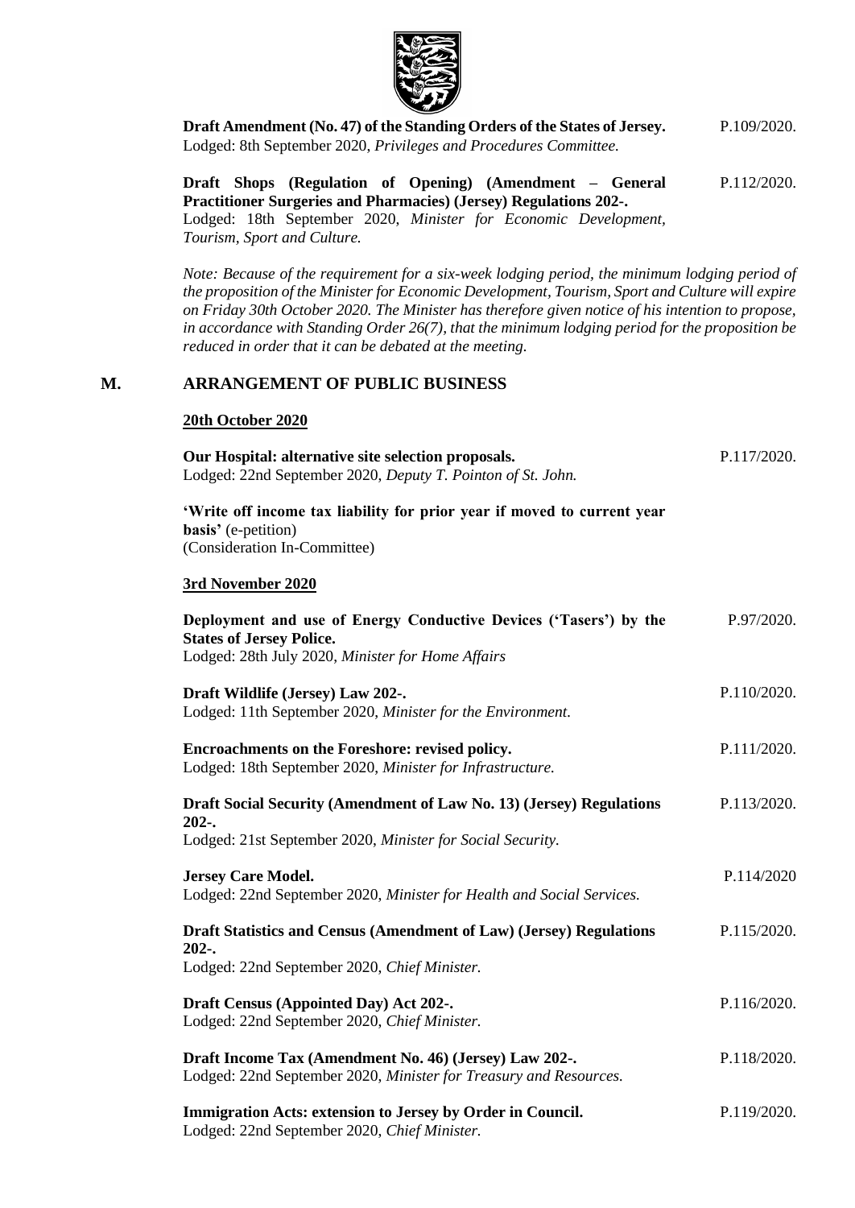**Draft Amendment (No. 47) of the Standing Orders of the States of Jersey.** P.109/2020.
Lodged: 8th September 2020, *Privileges and Procedures Committee.*

**Draft Shops (Regulation of Opening) (Amendment – General Practitioner Surgeries and Pharmacies) (Jersey) Regulations 202-.** P.112/2020.
Lodged: 18th September 2020, *Minister for Economic Development, Tourism, Sport and Culture.*

*Note: Because of the requirement for a six-week lodging period, the minimum lodging period of the proposition of the Minister for Economic Development, Tourism, Sport and Culture will expire on Friday 30th October 2020. The Minister has therefore given notice of his intention to propose, in accordance with Standing Order 26(7), that the minimum lodging period for the proposition be reduced in order that it can be debated at the meeting.*

## M. ARRANGEMENT OF PUBLIC BUSINESS

**20th October 2020**

**Our Hospital: alternative site selection proposals.** P.117/2020.
Lodged: 22nd September 2020, *Deputy T. Pointon of St. John.*

**'Write off income tax liability for prior year if moved to current year basis'** (e-petition)
(Consideration In-Committee)

**3rd November 2020**

**Deployment and use of Energy Conductive Devices ('Tasers') by the States of Jersey Police.** P.97/2020.
Lodged: 28th July 2020, *Minister for Home Affairs*

**Draft Wildlife (Jersey) Law 202-.** P.110/2020.
Lodged: 11th September 2020, *Minister for the Environment.*

**Encroachments on the Foreshore: revised policy.** P.111/2020.
Lodged: 18th September 2020, *Minister for Infrastructure.*

**Draft Social Security (Amendment of Law No. 13) (Jersey) Regulations 202-.** P.113/2020.
Lodged: 21st September 2020, *Minister for Social Security.*

**Jersey Care Model.** P.114/2020
Lodged: 22nd September 2020, *Minister for Health and Social Services.*

**Draft Statistics and Census (Amendment of Law) (Jersey) Regulations 202-.** P.115/2020.
Lodged: 22nd September 2020, *Chief Minister.*

**Draft Census (Appointed Day) Act 202-.** P.116/2020.
Lodged: 22nd September 2020, *Chief Minister.*

**Draft Income Tax (Amendment No. 46) (Jersey) Law 202-.** P.118/2020.
Lodged: 22nd September 2020, *Minister for Treasury and Resources.*

**Immigration Acts: extension to Jersey by Order in Council.** P.119/2020.
Lodged: 22nd September 2020, *Chief Minister.*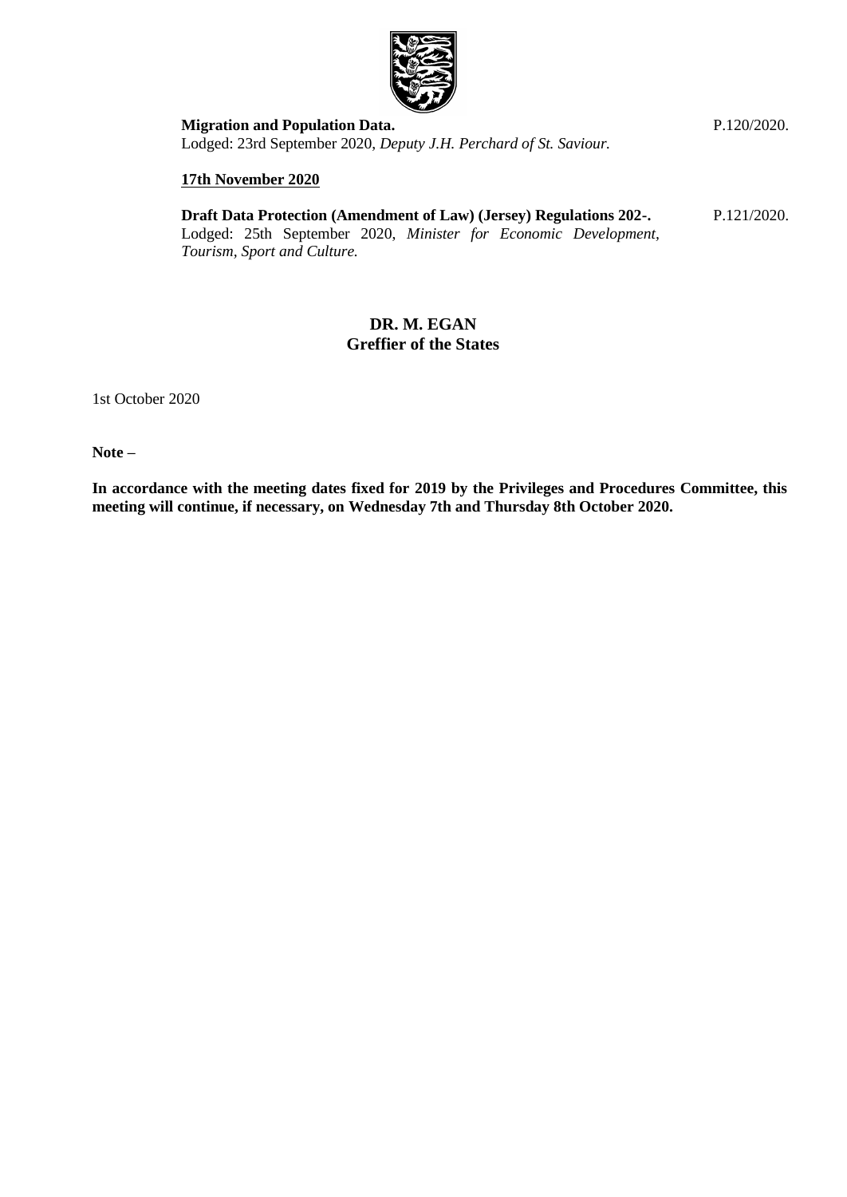**Migration and Population Data.** P.120/2020.
Lodged: 23rd September 2020, *Deputy J.H. Perchard of St. Saviour.*

**17th November 2020**

**Draft Data Protection (Amendment of Law) (Jersey) Regulations 202-.** P.121/2020.
Lodged: 25th September 2020, *Minister for Economic Development, Tourism, Sport and Culture.*

**DR. M. EGAN**
**Greffier of the States**

1st October 2020

**Note –**

**In accordance with the meeting dates fixed for 2019 by the Privileges and Procedures Committee, this meeting will continue, if necessary, on Wednesday 7th and Thursday 8th October 2020.**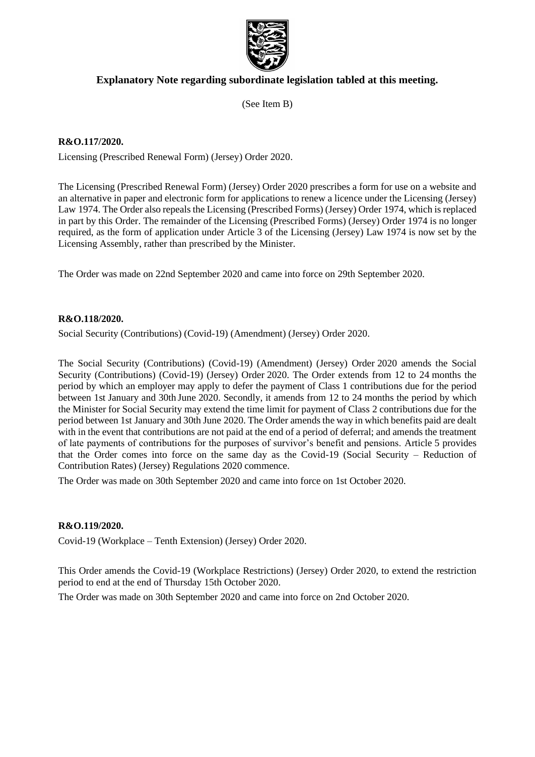## Explanatory Note regarding subordinate legislation tabled at this meeting.

(See Item B)

**R&O.117/2020.**

Licensing (Prescribed Renewal Form) (Jersey) Order 2020.

The Licensing (Prescribed Renewal Form) (Jersey) Order 2020 prescribes a form for use on a website and an alternative in paper and electronic form for applications to renew a licence under the Licensing (Jersey) Law 1974. The Order also repeals the Licensing (Prescribed Forms) (Jersey) Order 1974, which is replaced in part by this Order. The remainder of the Licensing (Prescribed Forms) (Jersey) Order 1974 is no longer required, as the form of application under Article 3 of the Licensing (Jersey) Law 1974 is now set by the Licensing Assembly, rather than prescribed by the Minister.

The Order was made on 22nd September 2020 and came into force on 29th September 2020.

**R&O.118/2020.**

Social Security (Contributions) (Covid-19) (Amendment) (Jersey) Order 2020.

The Social Security (Contributions) (Covid-19) (Amendment) (Jersey) Order 2020 amends the Social Security (Contributions) (Covid-19) (Jersey) Order 2020. The Order extends from 12 to 24 months the period by which an employer may apply to defer the payment of Class 1 contributions due for the period between 1st January and 30th June 2020. Secondly, it amends from 12 to 24 months the period by which the Minister for Social Security may extend the time limit for payment of Class 2 contributions due for the period between 1st January and 30th June 2020. The Order amends the way in which benefits paid are dealt with in the event that contributions are not paid at the end of a period of deferral; and amends the treatment of late payments of contributions for the purposes of survivor's benefit and pensions. Article 5 provides that the Order comes into force on the same day as the Covid-19 (Social Security – Reduction of Contribution Rates) (Jersey) Regulations 2020 commence.

The Order was made on 30th September 2020 and came into force on 1st October 2020.

**R&O.119/2020.**

Covid-19 (Workplace – Tenth Extension) (Jersey) Order 2020.

This Order amends the Covid-19 (Workplace Restrictions) (Jersey) Order 2020, to extend the restriction period to end at the end of Thursday 15th October 2020.

The Order was made on 30th September 2020 and came into force on 2nd October 2020.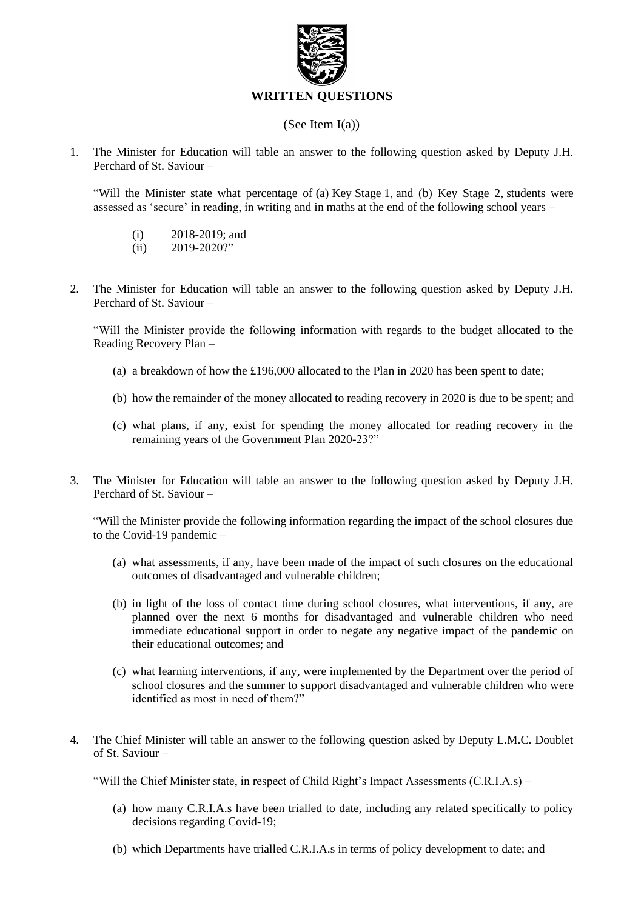# WRITTEN QUESTIONS

(See Item I(a))

1. The Minister for Education will table an answer to the following question asked by Deputy J.H. Perchard of St. Saviour –

   "Will the Minister state what percentage of (a) Key Stage 1, and (b) Key Stage 2, students were assessed as 'secure' in reading, in writing and in maths at the end of the following school years –

   (i) 2018-2019; and
   (ii) 2019-2020?"

2. The Minister for Education will table an answer to the following question asked by Deputy J.H. Perchard of St. Saviour –

   "Will the Minister provide the following information with regards to the budget allocated to the Reading Recovery Plan –

   (a) a breakdown of how the £196,000 allocated to the Plan in 2020 has been spent to date;

   (b) how the remainder of the money allocated to reading recovery in 2020 is due to be spent; and

   (c) what plans, if any, exist for spending the money allocated for reading recovery in the remaining years of the Government Plan 2020-23?"

3. The Minister for Education will table an answer to the following question asked by Deputy J.H. Perchard of St. Saviour –

   "Will the Minister provide the following information regarding the impact of the school closures due to the Covid-19 pandemic –

   (a) what assessments, if any, have been made of the impact of such closures on the educational outcomes of disadvantaged and vulnerable children;

   (b) in light of the loss of contact time during school closures, what interventions, if any, are planned over the next 6 months for disadvantaged and vulnerable children who need immediate educational support in order to negate any negative impact of the pandemic on their educational outcomes; and

   (c) what learning interventions, if any, were implemented by the Department over the period of school closures and the summer to support disadvantaged and vulnerable children who were identified as most in need of them?"

4. The Chief Minister will table an answer to the following question asked by Deputy L.M.C. Doublet of St. Saviour –

   "Will the Chief Minister state, in respect of Child Right's Impact Assessments (C.R.I.A.s) –

   (a) how many C.R.I.A.s have been trialled to date, including any related specifically to policy decisions regarding Covid-19;

   (b) which Departments have trialled C.R.I.A.s in terms of policy development to date; and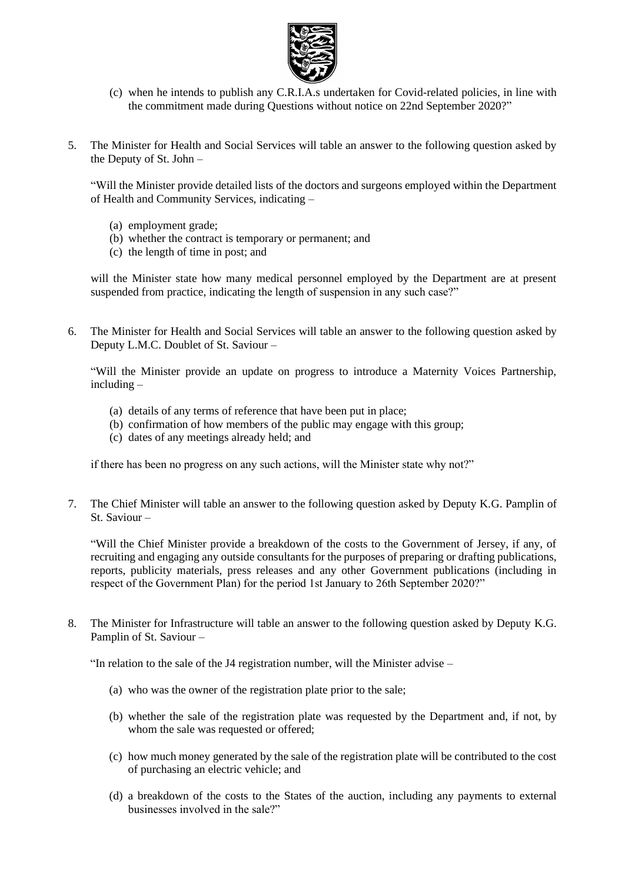(c) when he intends to publish any C.R.I.A.s undertaken for Covid-related policies, in line with the commitment made during Questions without notice on 22nd September 2020?"

5. The Minister for Health and Social Services will table an answer to the following question asked by the Deputy of St. John –

   "Will the Minister provide detailed lists of the doctors and surgeons employed within the Department of Health and Community Services, indicating –

   (a) employment grade;
   (b) whether the contract is temporary or permanent; and
   (c) the length of time in post; and

   will the Minister state how many medical personnel employed by the Department are at present suspended from practice, indicating the length of suspension in any such case?"

6. The Minister for Health and Social Services will table an answer to the following question asked by Deputy L.M.C. Doublet of St. Saviour –

   "Will the Minister provide an update on progress to introduce a Maternity Voices Partnership, including –

   (a) details of any terms of reference that have been put in place;
   (b) confirmation of how members of the public may engage with this group;
   (c) dates of any meetings already held; and

   if there has been no progress on any such actions, will the Minister state why not?"

7. The Chief Minister will table an answer to the following question asked by Deputy K.G. Pamplin of St. Saviour –

   "Will the Chief Minister provide a breakdown of the costs to the Government of Jersey, if any, of recruiting and engaging any outside consultants for the purposes of preparing or drafting publications, reports, publicity materials, press releases and any other Government publications (including in respect of the Government Plan) for the period 1st January to 26th September 2020?"

8. The Minister for Infrastructure will table an answer to the following question asked by Deputy K.G. Pamplin of St. Saviour –

   "In relation to the sale of the J4 registration number, will the Minister advise –

   (a) who was the owner of the registration plate prior to the sale;

   (b) whether the sale of the registration plate was requested by the Department and, if not, by whom the sale was requested or offered;

   (c) how much money generated by the sale of the registration plate will be contributed to the cost of purchasing an electric vehicle; and

   (d) a breakdown of the costs to the States of the auction, including any payments to external businesses involved in the sale?"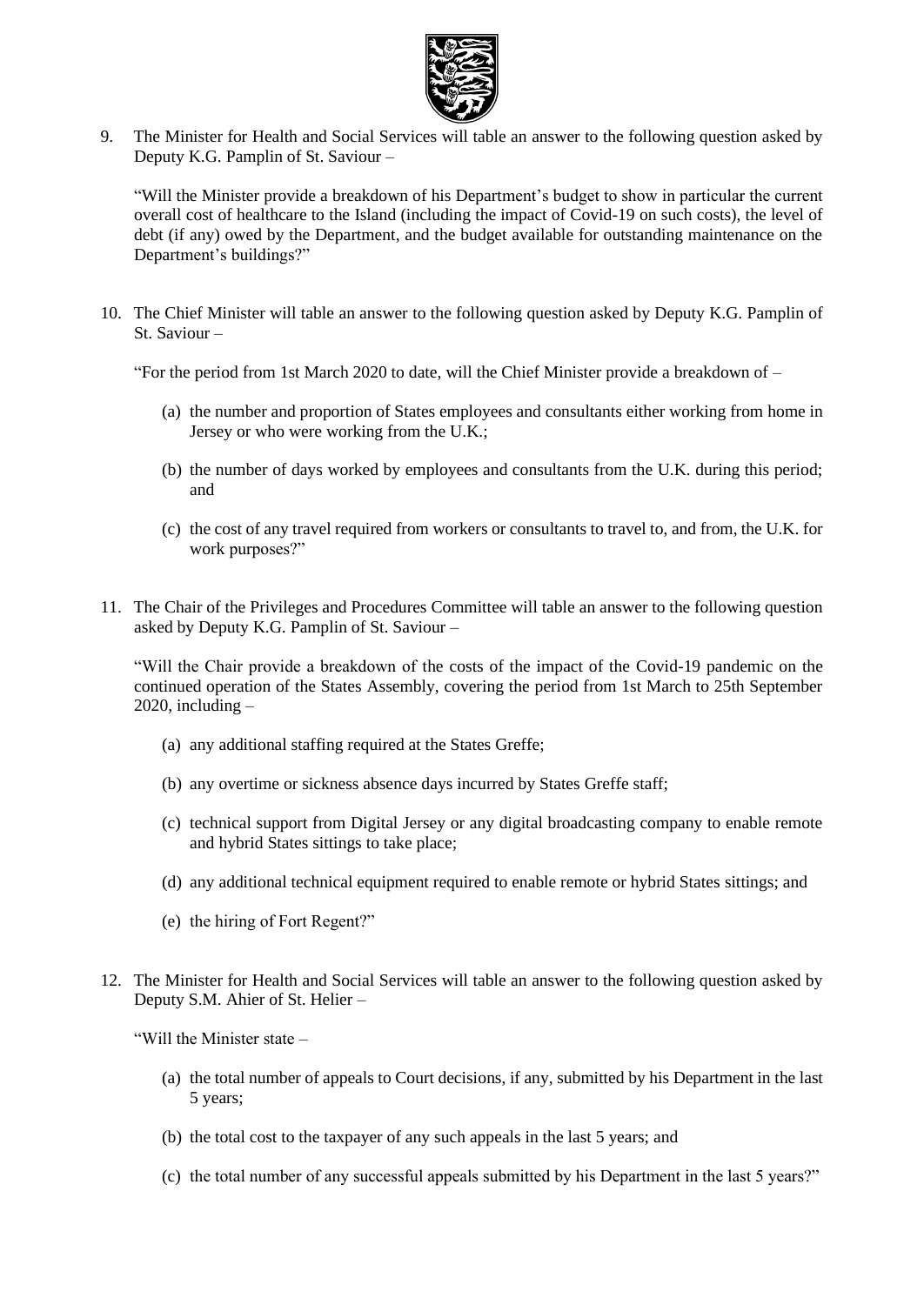9. The Minister for Health and Social Services will table an answer to the following question asked by Deputy K.G. Pamplin of St. Saviour –

   "Will the Minister provide a breakdown of his Department's budget to show in particular the current overall cost of healthcare to the Island (including the impact of Covid-19 on such costs), the level of debt (if any) owed by the Department, and the budget available for outstanding maintenance on the Department's buildings?"

10. The Chief Minister will table an answer to the following question asked by Deputy K.G. Pamplin of St. Saviour –

    "For the period from 1st March 2020 to date, will the Chief Minister provide a breakdown of –

    (a) the number and proportion of States employees and consultants either working from home in Jersey or who were working from the U.K.;

    (b) the number of days worked by employees and consultants from the U.K. during this period; and

    (c) the cost of any travel required from workers or consultants to travel to, and from, the U.K. for work purposes?"

11. The Chair of the Privileges and Procedures Committee will table an answer to the following question asked by Deputy K.G. Pamplin of St. Saviour –

    "Will the Chair provide a breakdown of the costs of the impact of the Covid-19 pandemic on the continued operation of the States Assembly, covering the period from 1st March to 25th September 2020, including –

    (a) any additional staffing required at the States Greffe;

    (b) any overtime or sickness absence days incurred by States Greffe staff;

    (c) technical support from Digital Jersey or any digital broadcasting company to enable remote and hybrid States sittings to take place;

    (d) any additional technical equipment required to enable remote or hybrid States sittings; and

    (e) the hiring of Fort Regent?"

12. The Minister for Health and Social Services will table an answer to the following question asked by Deputy S.M. Ahier of St. Helier –

    "Will the Minister state –

    (a) the total number of appeals to Court decisions, if any, submitted by his Department in the last 5 years;

    (b) the total cost to the taxpayer of any such appeals in the last 5 years; and

    (c) the total number of any successful appeals submitted by his Department in the last 5 years?"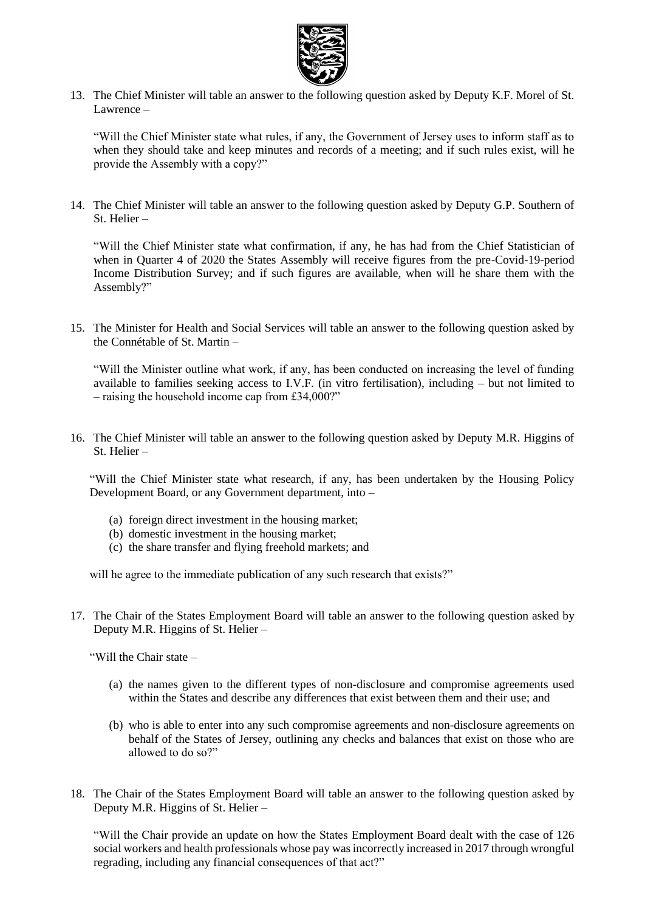13. The Chief Minister will table an answer to the following question asked by Deputy K.F. Morel of St. Lawrence –

    "Will the Chief Minister state what rules, if any, the Government of Jersey uses to inform staff as to when they should take and keep minutes and records of a meeting; and if such rules exist, will he provide the Assembly with a copy?"

14. The Chief Minister will table an answer to the following question asked by Deputy G.P. Southern of St. Helier –

    "Will the Chief Minister state what confirmation, if any, he has had from the Chief Statistician of when in Quarter 4 of 2020 the States Assembly will receive figures from the pre-Covid-19-period Income Distribution Survey; and if such figures are available, when will he share them with the Assembly?"

15. The Minister for Health and Social Services will table an answer to the following question asked by the Connétable of St. Martin –

    "Will the Minister outline what work, if any, has been conducted on increasing the level of funding available to families seeking access to I.V.F. (in vitro fertilisation), including – but not limited to – raising the household income cap from £34,000?"

16. The Chief Minister will table an answer to the following question asked by Deputy M.R. Higgins of St. Helier –

    "Will the Chief Minister state what research, if any, has been undertaken by the Housing Policy Development Board, or any Government department, into –

    (a) foreign direct investment in the housing market;
    (b) domestic investment in the housing market;
    (c) the share transfer and flying freehold markets; and

    will he agree to the immediate publication of any such research that exists?"

17. The Chair of the States Employment Board will table an answer to the following question asked by Deputy M.R. Higgins of St. Helier –

    "Will the Chair state –

    (a) the names given to the different types of non-disclosure and compromise agreements used within the States and describe any differences that exist between them and their use; and

    (b) who is able to enter into any such compromise agreements and non-disclosure agreements on behalf of the States of Jersey, outlining any checks and balances that exist on those who are allowed to do so?"

18. The Chair of the States Employment Board will table an answer to the following question asked by Deputy M.R. Higgins of St. Helier –

    "Will the Chair provide an update on how the States Employment Board dealt with the case of 126 social workers and health professionals whose pay was incorrectly increased in 2017 through wrongful regrading, including any financial consequences of that act?"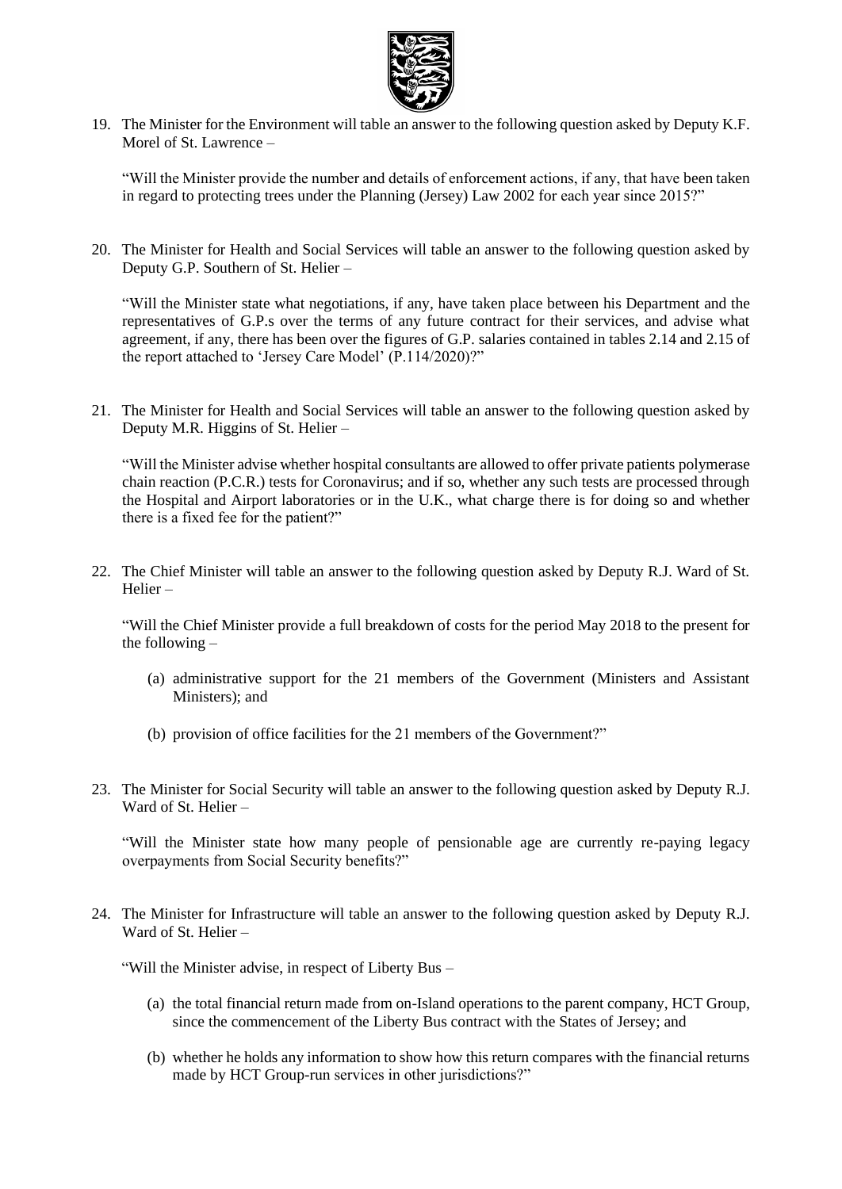19. The Minister for the Environment will table an answer to the following question asked by Deputy K.F. Morel of St. Lawrence –

    "Will the Minister provide the number and details of enforcement actions, if any, that have been taken in regard to protecting trees under the Planning (Jersey) Law 2002 for each year since 2015?"

20. The Minister for Health and Social Services will table an answer to the following question asked by Deputy G.P. Southern of St. Helier –

    "Will the Minister state what negotiations, if any, have taken place between his Department and the representatives of G.P.s over the terms of any future contract for their services, and advise what agreement, if any, there has been over the figures of G.P. salaries contained in tables 2.14 and 2.15 of the report attached to 'Jersey Care Model' (P.114/2020)?"

21. The Minister for Health and Social Services will table an answer to the following question asked by Deputy M.R. Higgins of St. Helier –

    "Will the Minister advise whether hospital consultants are allowed to offer private patients polymerase chain reaction (P.C.R.) tests for Coronavirus; and if so, whether any such tests are processed through the Hospital and Airport laboratories or in the U.K., what charge there is for doing so and whether there is a fixed fee for the patient?"

22. The Chief Minister will table an answer to the following question asked by Deputy R.J. Ward of St. Helier –

    "Will the Chief Minister provide a full breakdown of costs for the period May 2018 to the present for the following –

    (a) administrative support for the 21 members of the Government (Ministers and Assistant Ministers); and

    (b) provision of office facilities for the 21 members of the Government?"

23. The Minister for Social Security will table an answer to the following question asked by Deputy R.J. Ward of St. Helier –

    "Will the Minister state how many people of pensionable age are currently re-paying legacy overpayments from Social Security benefits?"

24. The Minister for Infrastructure will table an answer to the following question asked by Deputy R.J. Ward of St. Helier –

    "Will the Minister advise, in respect of Liberty Bus –

    (a) the total financial return made from on-Island operations to the parent company, HCT Group, since the commencement of the Liberty Bus contract with the States of Jersey; and

    (b) whether he holds any information to show how this return compares with the financial returns made by HCT Group-run services in other jurisdictions?"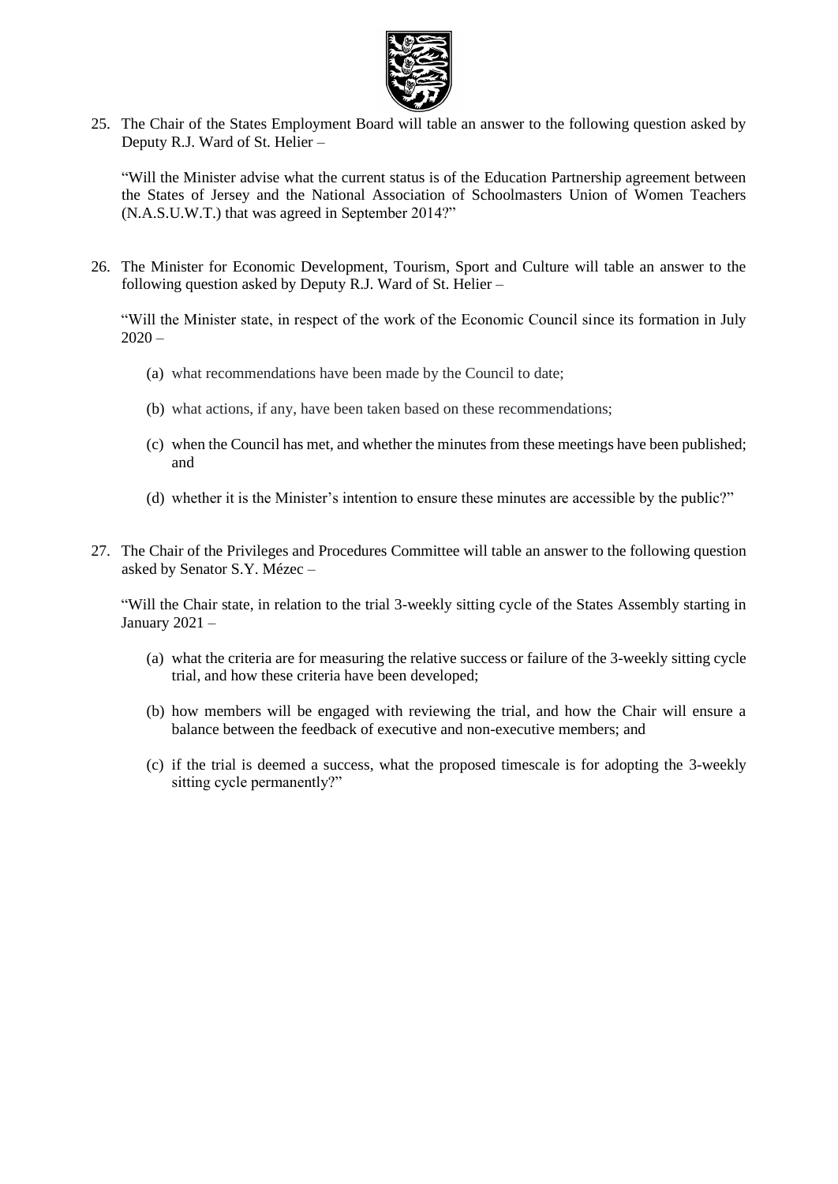25. The Chair of the States Employment Board will table an answer to the following question asked by Deputy R.J. Ward of St. Helier –

    "Will the Minister advise what the current status is of the Education Partnership agreement between the States of Jersey and the National Association of Schoolmasters Union of Women Teachers (N.A.S.U.W.T.) that was agreed in September 2014?"

26. The Minister for Economic Development, Tourism, Sport and Culture will table an answer to the following question asked by Deputy R.J. Ward of St. Helier –

    "Will the Minister state, in respect of the work of the Economic Council since its formation in July 2020 –

    (a) what recommendations have been made by the Council to date;

    (b) what actions, if any, have been taken based on these recommendations;

    (c) when the Council has met, and whether the minutes from these meetings have been published; and

    (d) whether it is the Minister's intention to ensure these minutes are accessible by the public?"

27. The Chair of the Privileges and Procedures Committee will table an answer to the following question asked by Senator S.Y. Mézec –

    "Will the Chair state, in relation to the trial 3-weekly sitting cycle of the States Assembly starting in January 2021 –

    (a) what the criteria are for measuring the relative success or failure of the 3-weekly sitting cycle trial, and how these criteria have been developed;

    (b) how members will be engaged with reviewing the trial, and how the Chair will ensure a balance between the feedback of executive and non-executive members; and

    (c) if the trial is deemed a success, what the proposed timescale is for adopting the 3-weekly sitting cycle permanently?"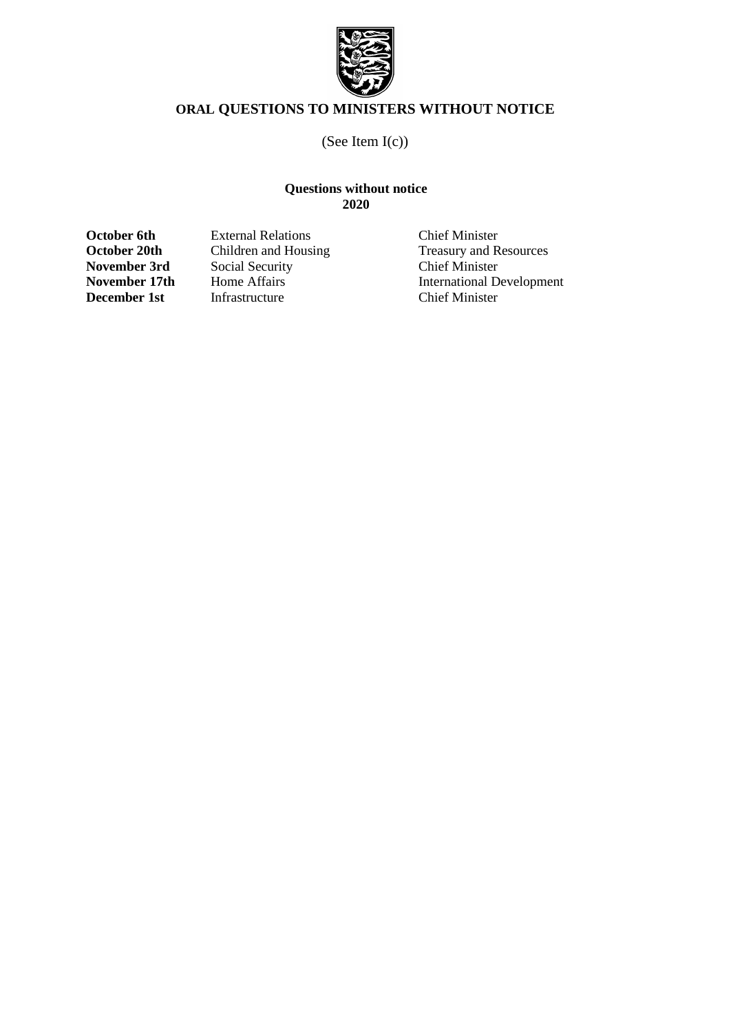**ORAL QUESTIONS TO MINISTERS WITHOUT NOTICE**

(See Item I(c))

**Questions without notice**
**2020**

| | | |
|---|---|---|
| **October 6th** | External Relations | Chief Minister |
| **October 20th** | Children and Housing | Treasury and Resources |
| **November 3rd** | Social Security | Chief Minister |
| **November 17th** | Home Affairs | International Development |
| **December 1st** | Infrastructure | Chief Minister |